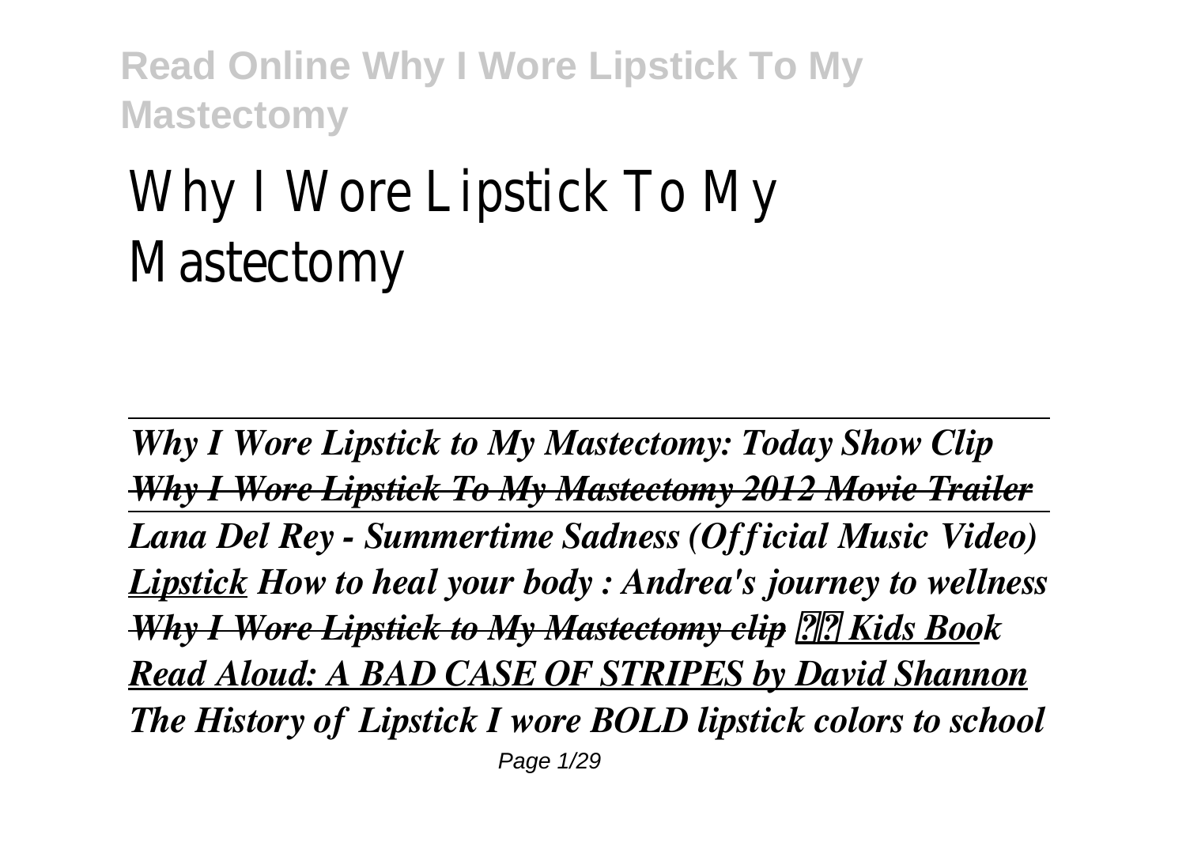# Why I Wore Lipstick To My Mastectomy

*Why I Wore Lipstick to My Mastectomy: Today Show Clip* *~~Why I Wore Lipstick To My Mastectomy 2012 Movie Trailer~~* *Lana Del Rey - Summertime Sadness (Official Music Video)* *Lipstick* *How to heal your body : Andrea's journey to wellness* *~~Why I Wore Lipstick to My Mastectomy clip~~* *Kids Book Read Aloud: A BAD CASE OF STRIPES by David Shannon* *The History of Lipstick* *I wore BOLD lipstick colors to school*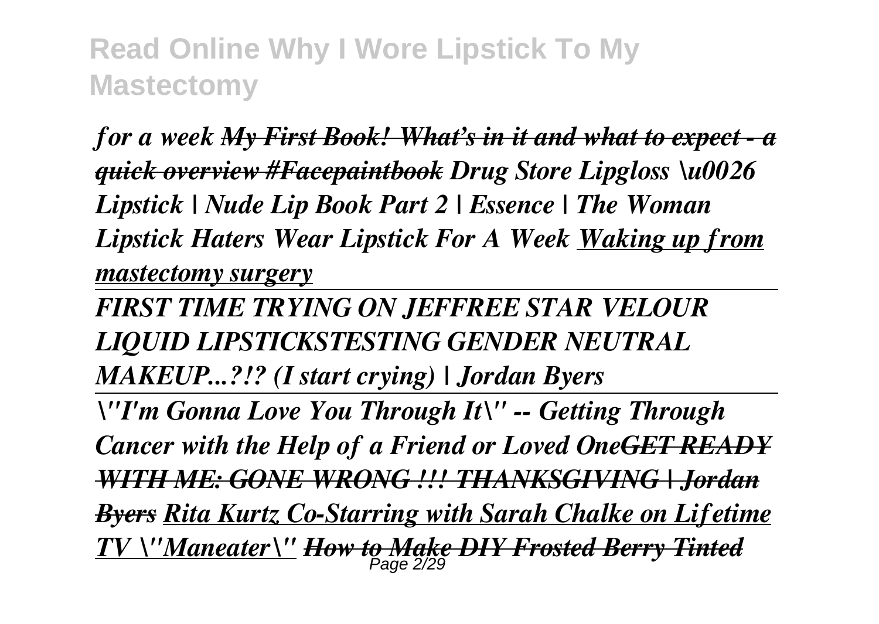*for a week* ***My First Book! What's in it and what to expect - a quick overview #Facepaintbook*** ***Drug Store Lipgloss \u0026 Lipstick | Nude Lip Book Part 2 | Essence | The Woman*** ***Lipstick Haters Wear Lipstick For A Week*** ***Waking up from mastectomy surgery***

***FIRST TIME TRYING ON JEFFREE STAR VELOUR LIQUID LIPSTICKSTESTING GENDER NEUTRAL MAKEUP...?!? (I start crying) | Jordan Byers***

***\"I'm Gonna Love You Through It\" -- Getting Through Cancer with the Help of a Friend or Loved OneGET READY WITH ME: GONE WRONG !!! THANKSGIVING | Jordan Byers*** ***Rita Kurtz Co-Starring with Sarah Chalke on Lifetime TV \"Maneater\"*** ***How to Make DIY Frosted Berry Tinted***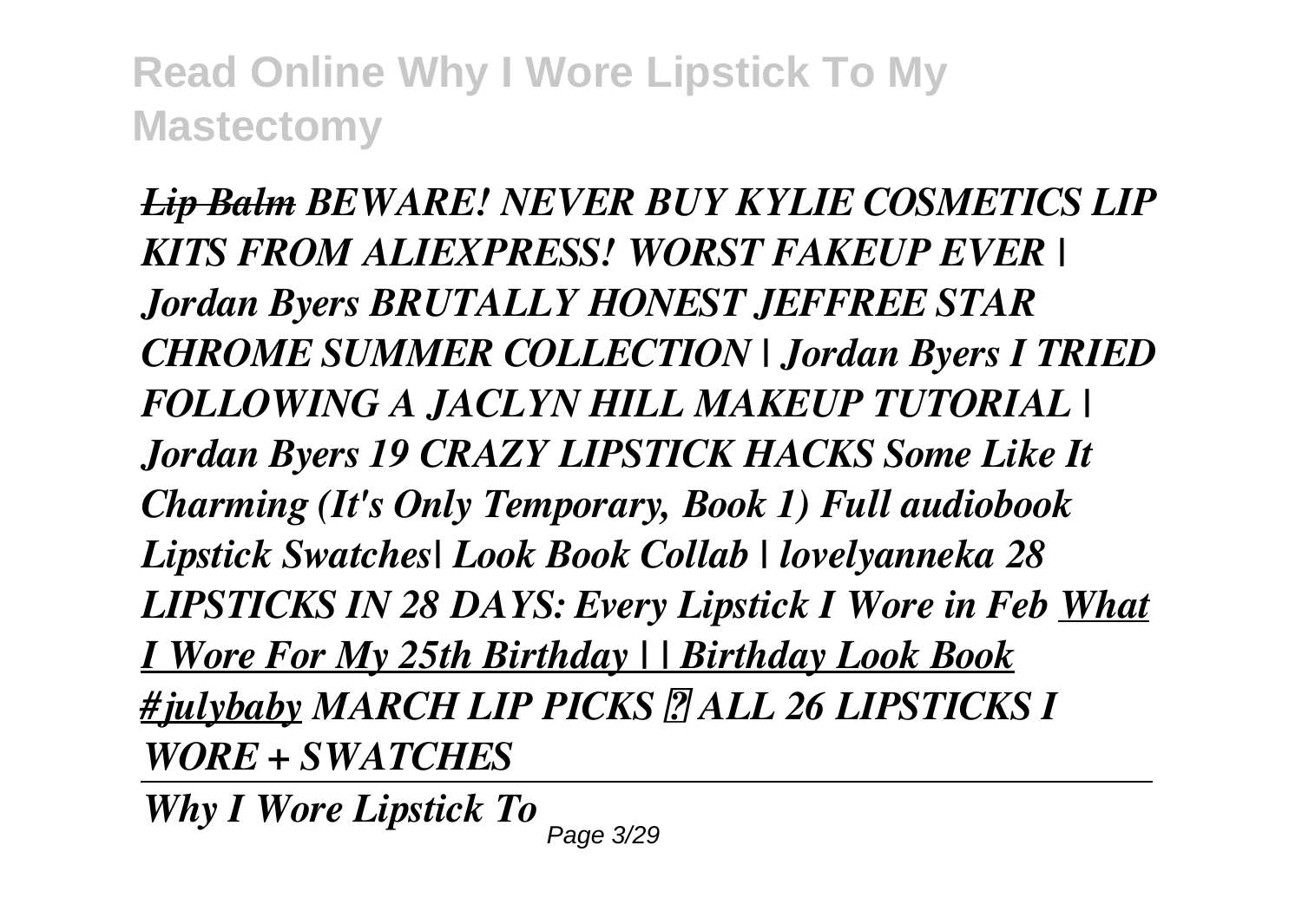~~*Lip Balm*~~ ***BEWARE! NEVER BUY KYLIE COSMETICS LIP KITS FROM ALIEXPRESS! WORST FAKEUP EVER | Jordan Byers BRUTALLY HONEST JEFFREE STAR CHROME SUMMER COLLECTION | Jordan Byers I TRIED FOLLOWING A JACLYN HILL MAKEUP TUTORIAL | Jordan Byers 19 CRAZY LIPSTICK HACKS Some Like It Charming (It's Only Temporary, Book 1) Full audiobook Lipstick Swatches| Look Book Collab | lovelyanneka 28 LIPSTICKS IN 28 DAYS: Every Lipstick I Wore in Feb*** ***<u>What I Wore For My 25th Birthday | | Birthday Look Book #julybaby</u>*** ***MARCH LIP PICKS ? ALL 26 LIPSTICKS I WORE + SWATCHES***

---

***Why I Wore Lipstick To***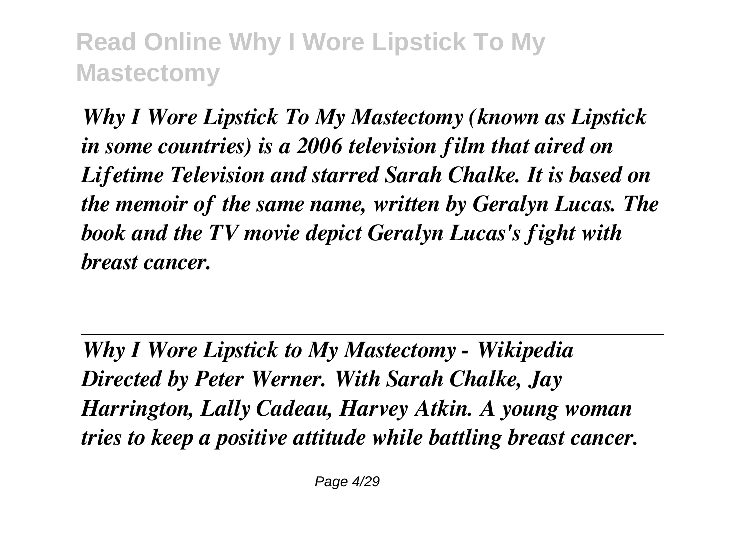*Why I Wore Lipstick To My Mastectomy (known as Lipstick in some countries) is a 2006 television film that aired on Lifetime Television and starred Sarah Chalke. It is based on the memoir of the same name, written by Geralyn Lucas. The book and the TV movie depict Geralyn Lucas's fight with breast cancer.*

---

*Why I Wore Lipstick to My Mastectomy - Wikipedia*
*Directed by Peter Werner. With Sarah Chalke, Jay Harrington, Lally Cadeau, Harvey Atkin. A young woman tries to keep a positive attitude while battling breast cancer.*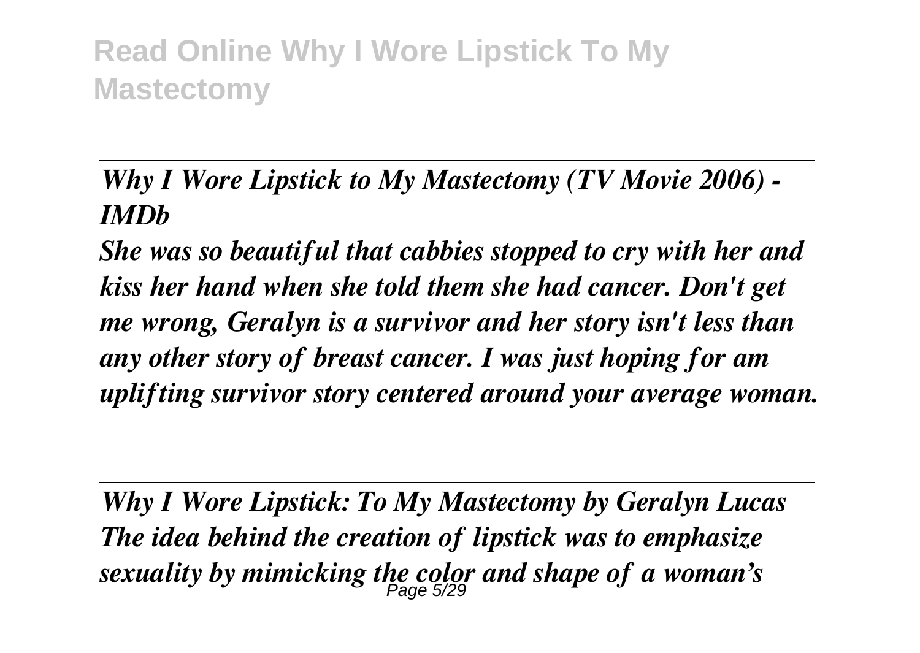*Why I Wore Lipstick to My Mastectomy (TV Movie 2006) - IMDb*

*She was so beautiful that cabbies stopped to cry with her and kiss her hand when she told them she had cancer. Don't get me wrong, Geralyn is a survivor and her story isn't less than any other story of breast cancer. I was just hoping for am uplifting survivor story centered around your average woman.*

*Why I Wore Lipstick: To My Mastectomy by Geralyn Lucas*

*The idea behind the creation of lipstick was to emphasize sexuality by mimicking the color and shape of a woman's*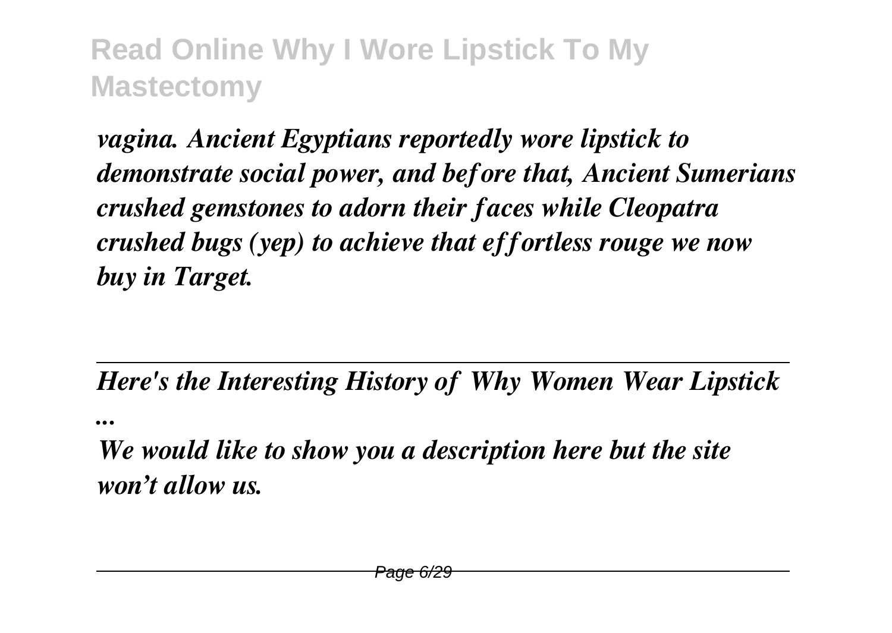*vagina. Ancient Egyptians reportedly wore lipstick to demonstrate social power, and before that, Ancient Sumerians crushed gemstones to adorn their faces while Cleopatra crushed bugs (yep) to achieve that effortless rouge we now buy in Target.*

---

*Here's the Interesting History of Why Women Wear Lipstick ...*

*We would like to show you a description here but the site won't allow us.*

---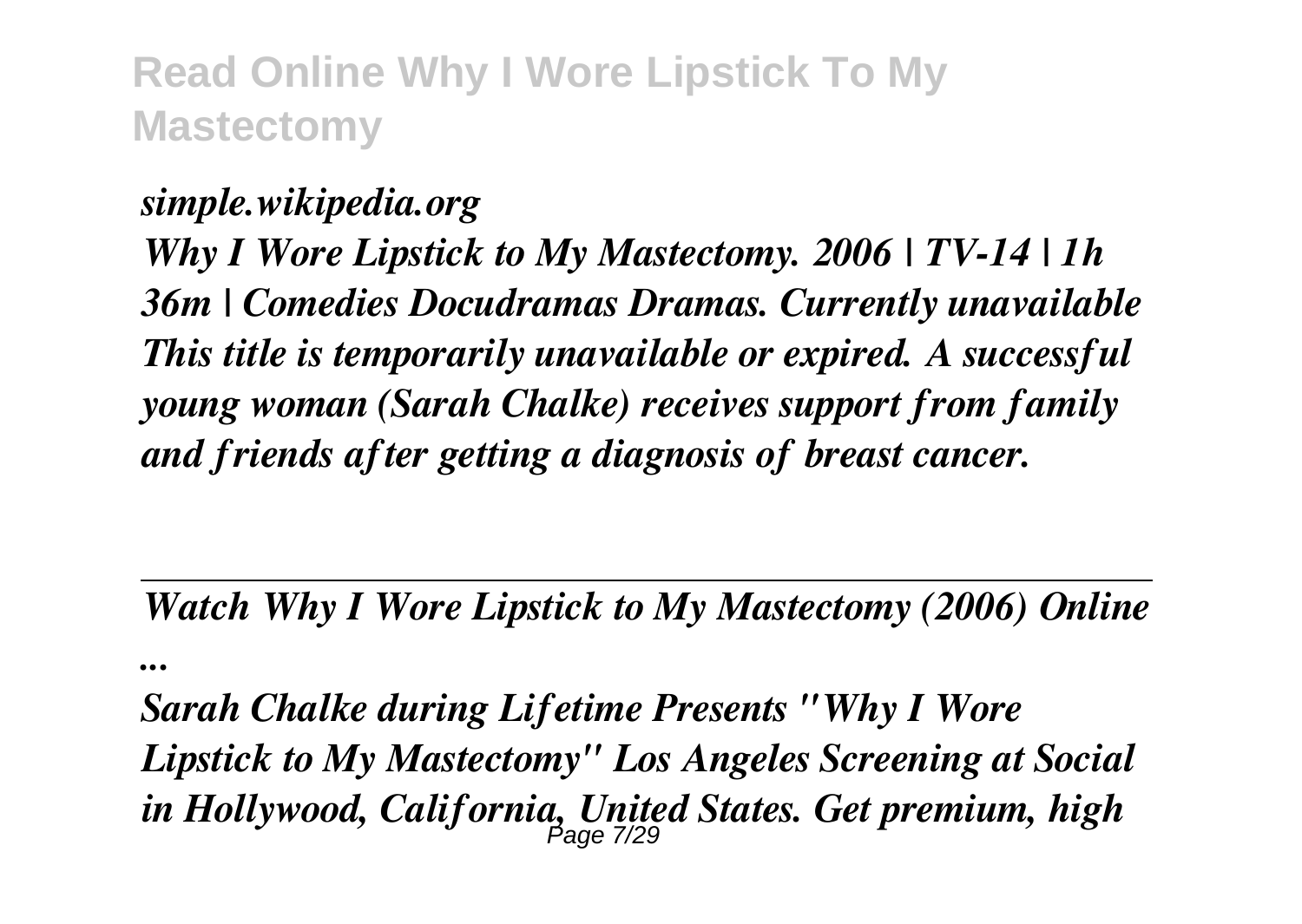*simple.wikipedia.org*

*Why I Wore Lipstick to My Mastectomy. 2006 | TV-14 | 1h 36m | Comedies Docudramas Dramas. Currently unavailable This title is temporarily unavailable or expired. A successful young woman (Sarah Chalke) receives support from family and friends after getting a diagnosis of breast cancer.*

---

*Watch Why I Wore Lipstick to My Mastectomy (2006) Online ...*

*Sarah Chalke during Lifetime Presents "Why I Wore Lipstick to My Mastectomy" Los Angeles Screening at Social in Hollywood, California, United States. Get premium, high*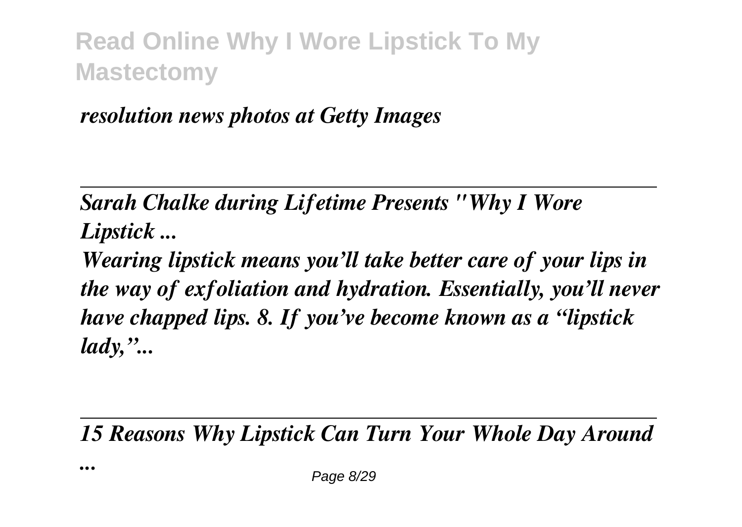*resolution news photos at Getty Images*

---

*Sarah Chalke during Lifetime Presents "Why I Wore Lipstick ...*

*Wearing lipstick means you'll take better care of your lips in the way of exfoliation and hydration. Essentially, you'll never have chapped lips. 8. If you've become known as a "lipstick lady,"...*

---

*15 Reasons Why Lipstick Can Turn Your Whole Day Around ...*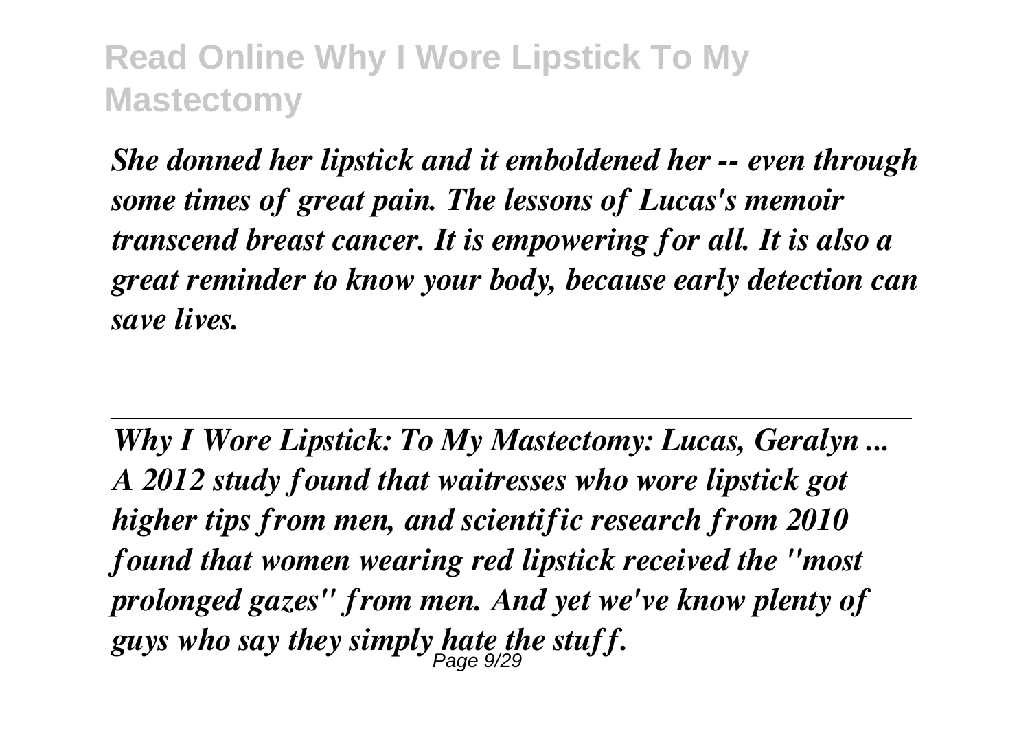*She donned her lipstick and it emboldened her -- even through some times of great pain. The lessons of Lucas's memoir transcend breast cancer. It is empowering for all. It is also a great reminder to know your body, because early detection can save lives.*

---

*Why I Wore Lipstick: To My Mastectomy: Lucas, Geralyn ...*
*A 2012 study found that waitresses who wore lipstick got higher tips from men, and scientific research from 2010 found that women wearing red lipstick received the "most prolonged gazes" from men. And yet we've know plenty of guys who say they simply hate the stuff.*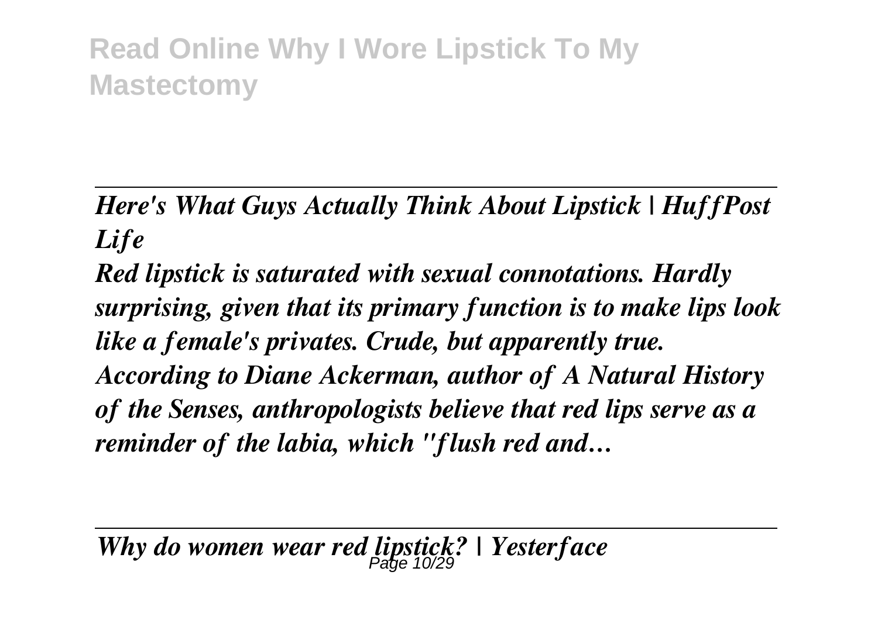*Here's What Guys Actually Think About Lipstick | HuffPost Life*

*Red lipstick is saturated with sexual connotations. Hardly surprising, given that its primary function is to make lips look like a female's privates. Crude, but apparently true. According to Diane Ackerman, author of A Natural History of the Senses, anthropologists believe that red lips serve as a reminder of the labia, which "flush red and…*

*Why do women wear red lipstick? | Yesterface*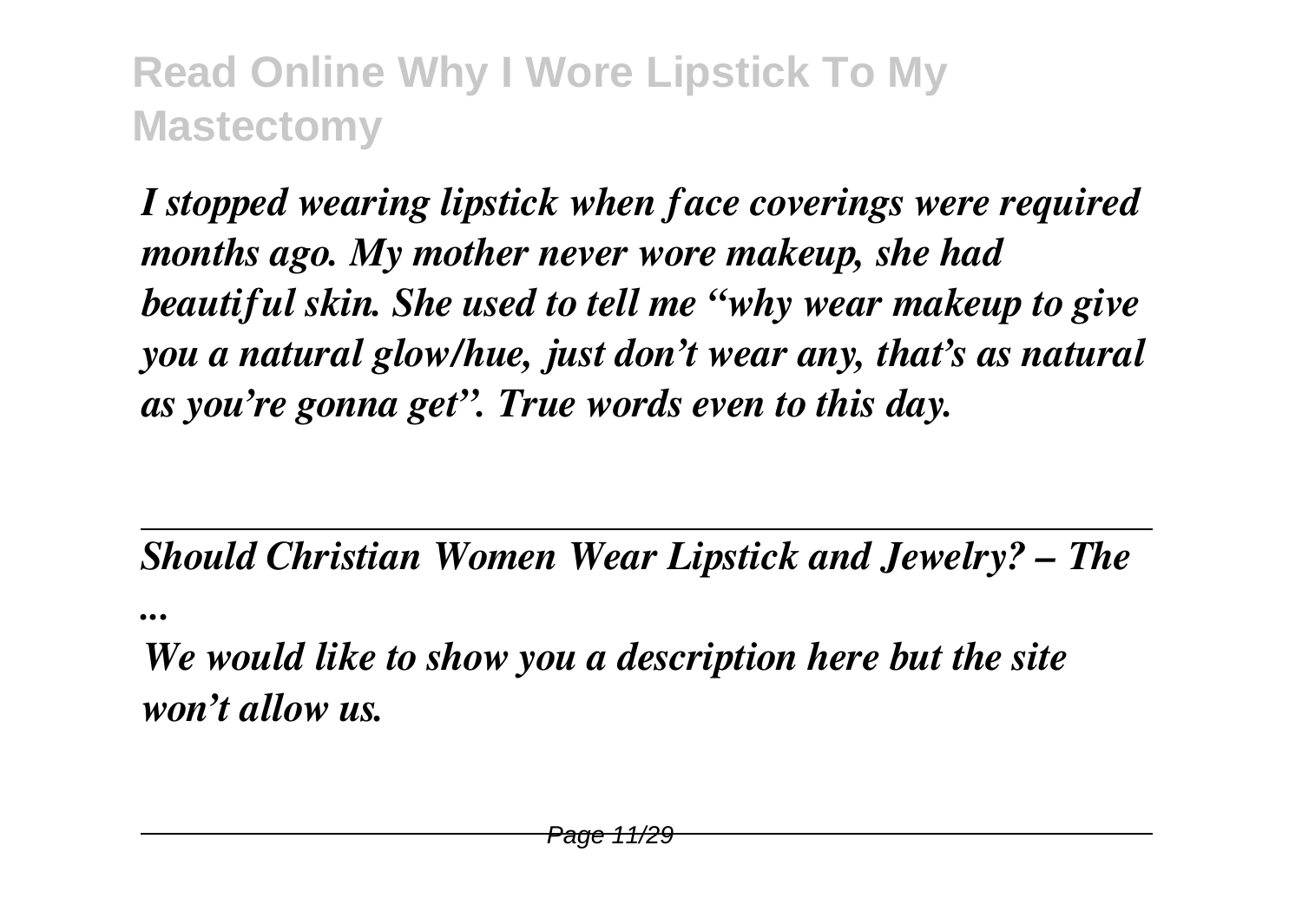*I stopped wearing lipstick when face coverings were required months ago. My mother never wore makeup, she had beautiful skin. She used to tell me "why wear makeup to give you a natural glow/hue, just don't wear any, that's as natural as you're gonna get". True words even to this day.*

---

*Should Christian Women Wear Lipstick and Jewelry? – The ...*

*We would like to show you a description here but the site won't allow us.*

---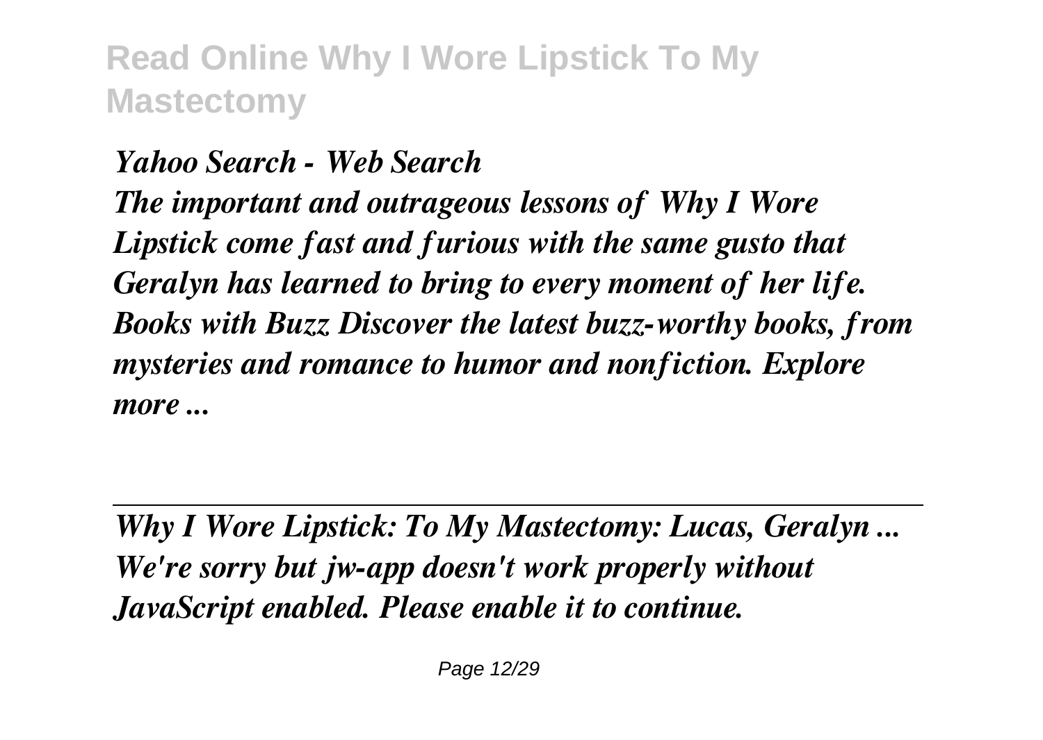*Yahoo Search - Web Search*

*The important and outrageous lessons of Why I Wore Lipstick come fast and furious with the same gusto that Geralyn has learned to bring to every moment of her life. Books with Buzz Discover the latest buzz-worthy books, from mysteries and romance to humor and nonfiction. Explore more ...*

---

*Why I Wore Lipstick: To My Mastectomy: Lucas, Geralyn ...*

*We're sorry but jw-app doesn't work properly without JavaScript enabled. Please enable it to continue.*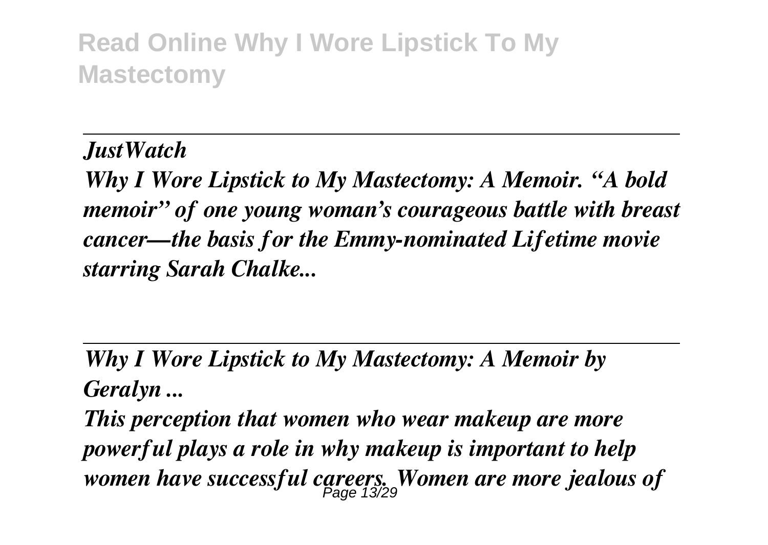*JustWatch*

*Why I Wore Lipstick to My Mastectomy: A Memoir. "A bold memoir" of one young woman's courageous battle with breast cancer—the basis for the Emmy-nominated Lifetime movie starring Sarah Chalke...*

*Why I Wore Lipstick to My Mastectomy: A Memoir by Geralyn ...*

*This perception that women who wear makeup are more powerful plays a role in why makeup is important to help women have successful careers. Women are more jealous of*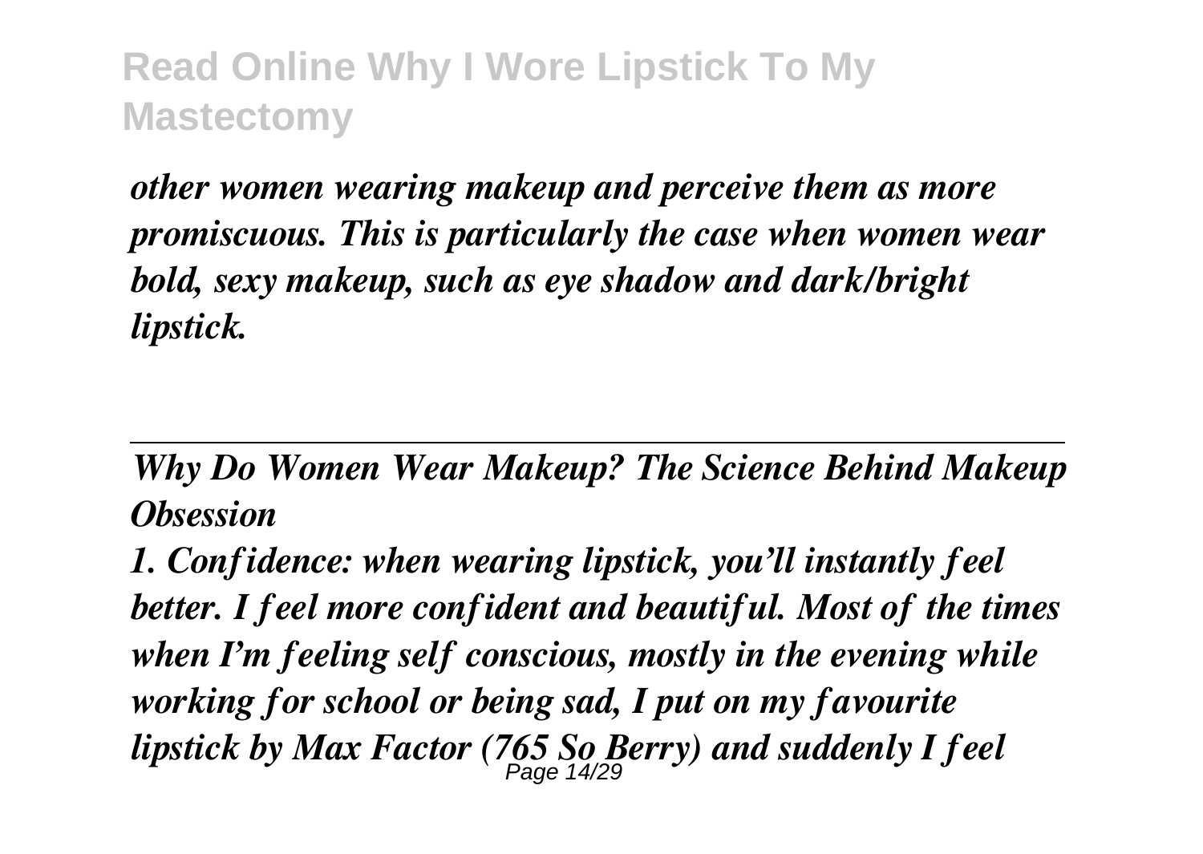*other women wearing makeup and perceive them as more promiscuous. This is particularly the case when women wear bold, sexy makeup, such as eye shadow and dark/bright lipstick.*

---

*Why Do Women Wear Makeup? The Science Behind Makeup Obsession*

*1. Confidence: when wearing lipstick, you'll instantly feel better. I feel more confident and beautiful. Most of the times when I'm feeling self conscious, mostly in the evening while working for school or being sad, I put on my favourite lipstick by Max Factor (765 So Berry) and suddenly I feel*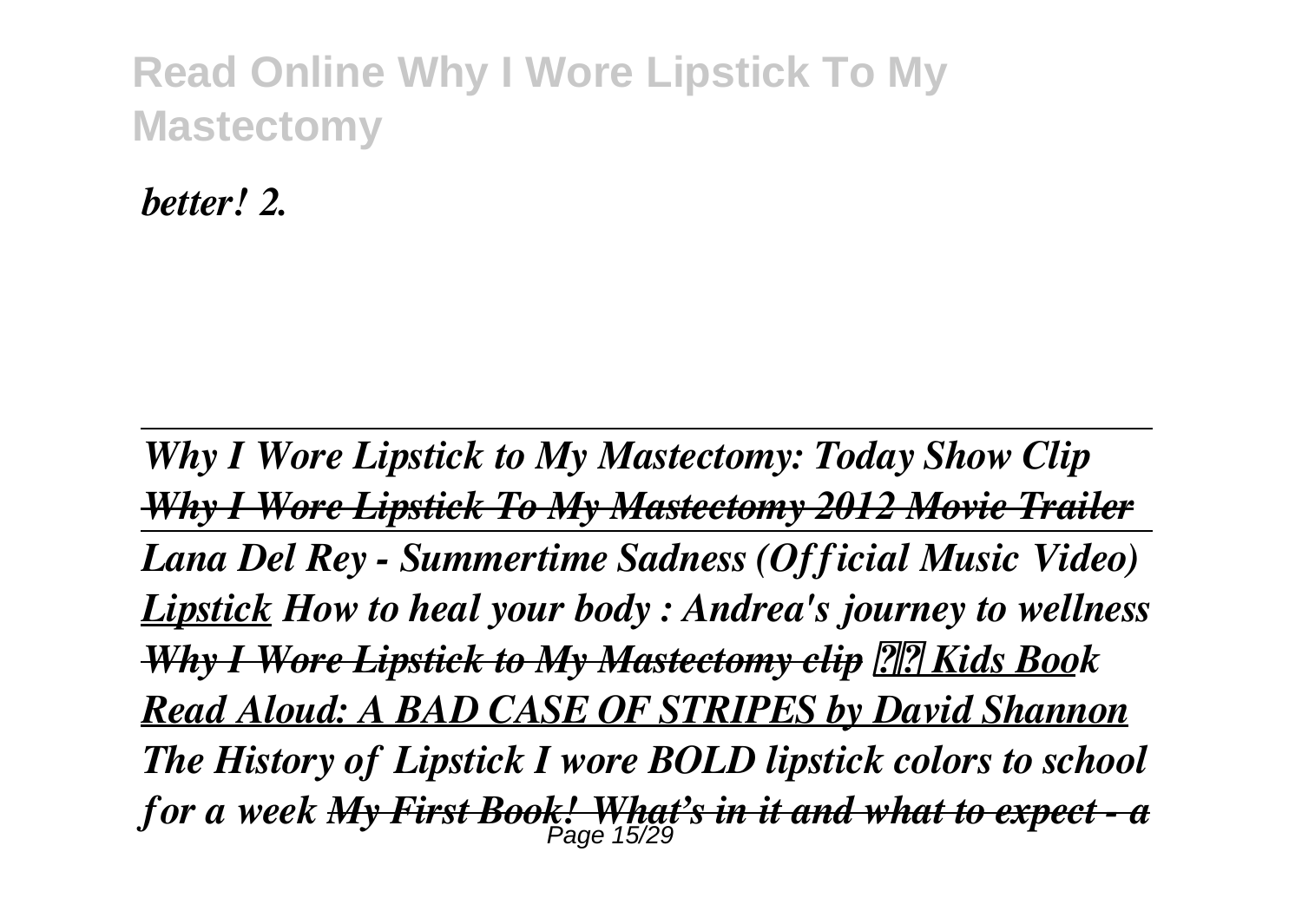*better! 2.*

---

*Why I Wore Lipstick to My Mastectomy: Today Show Clip* ~~*Why I Wore Lipstick To My Mastectomy 2012 Movie Trailer*~~

---

*Lana Del Rey - Summertime Sadness (Official Music Video)* *Lipstick* *How to heal your body : Andrea's journey to wellness* ~~*Why I Wore Lipstick to My Mastectomy clip*~~ *Kids Book Read Aloud: A BAD CASE OF STRIPES by David Shannon* *The History of Lipstick* *I wore BOLD lipstick colors to school for a week* ~~*My First Book! What's in it and what to expect - a*~~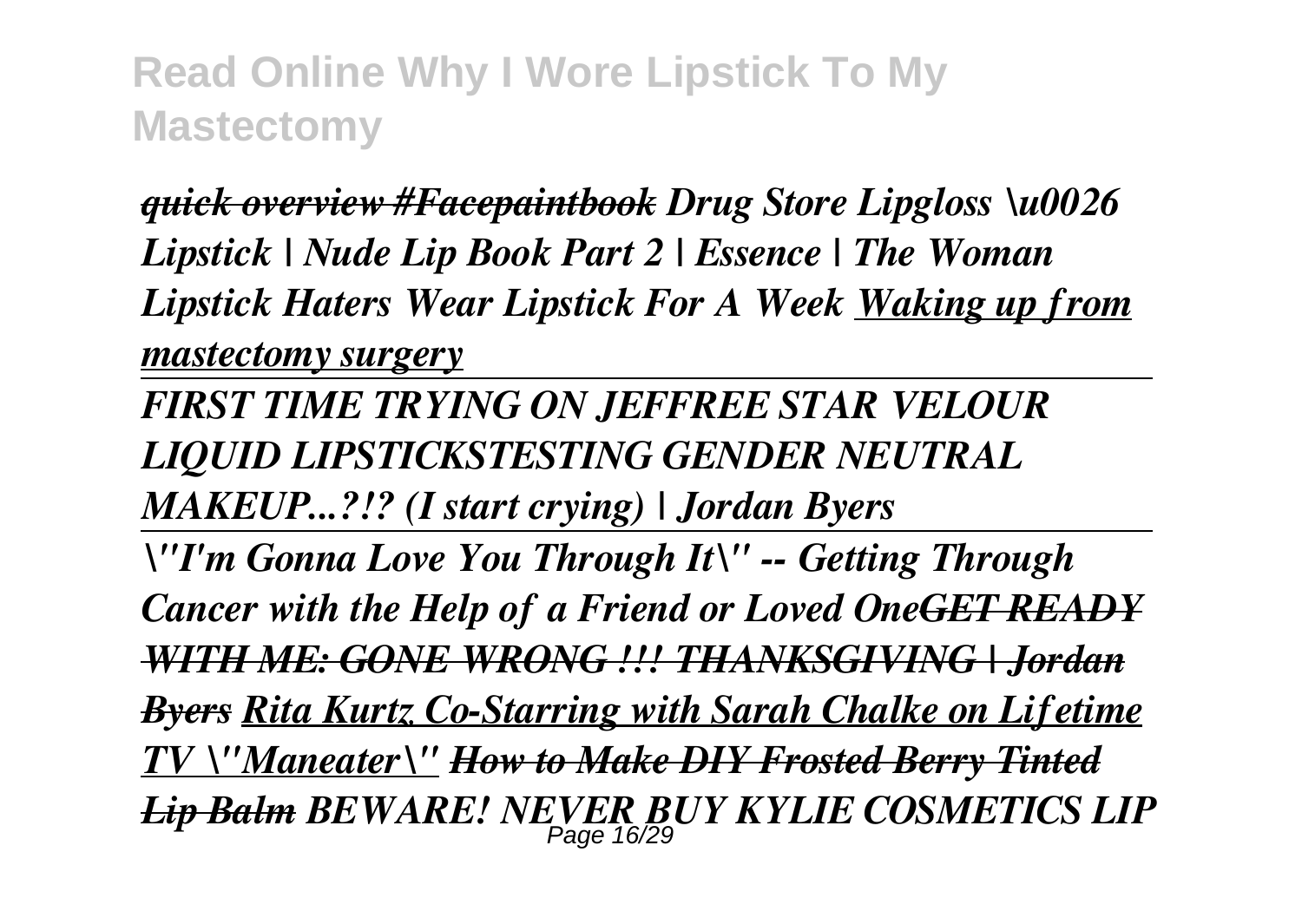*~~quick overview #Facepaintbook~~* ***Drug Store Lipgloss \u0026 Lipstick | Nude Lip Book Part 2 | Essence | The Woman Lipstick Haters Wear Lipstick For A Week*** ***Waking up from mastectomy surgery***

---

***FIRST TIME TRYING ON JEFFREE STAR VELOUR LIQUID LIPSTICKSTESTING GENDER NEUTRAL MAKEUP...?!? (I start crying) | Jordan Byers***

---

***\"I'm Gonna Love You Through It\" -- Getting Through Cancer with the Help of a Friend or Loved One~~GET READY WITH ME: GONE WRONG !!! THANKSGIVING | Jordan Byers~~*** ***Rita Kurtz Co-Starring with Sarah Chalke on Lifetime TV \"Maneater\"*** ***~~How to Make DIY Frosted Berry Tinted Lip Balm~~*** ***BEWARE! NEVER BUY KYLIE COSMETICS LIP***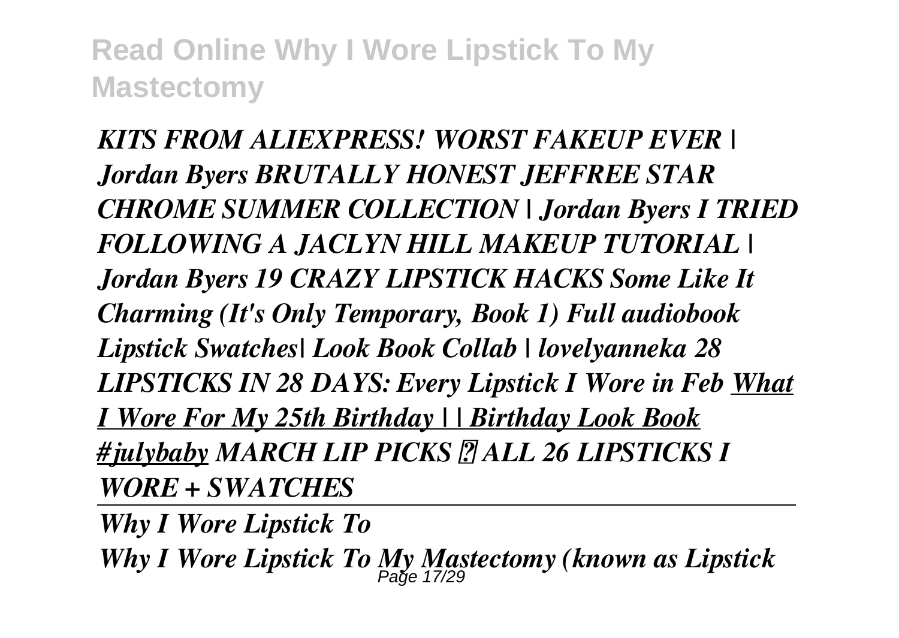*KITS FROM ALIEXPRESS! WORST FAKEUP EVER | Jordan Byers BRUTALLY HONEST JEFFREE STAR CHROME SUMMER COLLECTION | Jordan Byers I TRIED FOLLOWING A JACLYN HILL MAKEUP TUTORIAL | Jordan Byers 19 CRAZY LIPSTICK HACKS Some Like It Charming (It's Only Temporary, Book 1) Full audiobook Lipstick Swatches| Look Book Collab | lovelyanneka 28 LIPSTICKS IN 28 DAYS: Every Lipstick I Wore in Feb* ***What I Wore For My 25th Birthday | | Birthday Look Book #julybaby*** *MARCH LIP PICKS ✨ ALL 26 LIPSTICKS I WORE + SWATCHES*

---

*Why I Wore Lipstick To*

*Why I Wore Lipstick To My Mastectomy (known as Lipstick*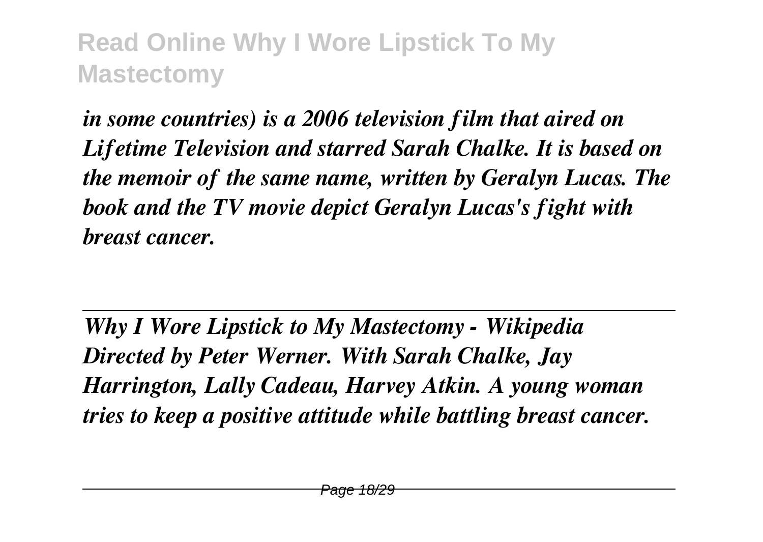*in some countries) is a 2006 television film that aired on Lifetime Television and starred Sarah Chalke. It is based on the memoir of the same name, written by Geralyn Lucas. The book and the TV movie depict Geralyn Lucas's fight with breast cancer.*

---

*Why I Wore Lipstick to My Mastectomy - Wikipedia*
*Directed by Peter Werner. With Sarah Chalke, Jay Harrington, Lally Cadeau, Harvey Atkin. A young woman tries to keep a positive attitude while battling breast cancer.*

---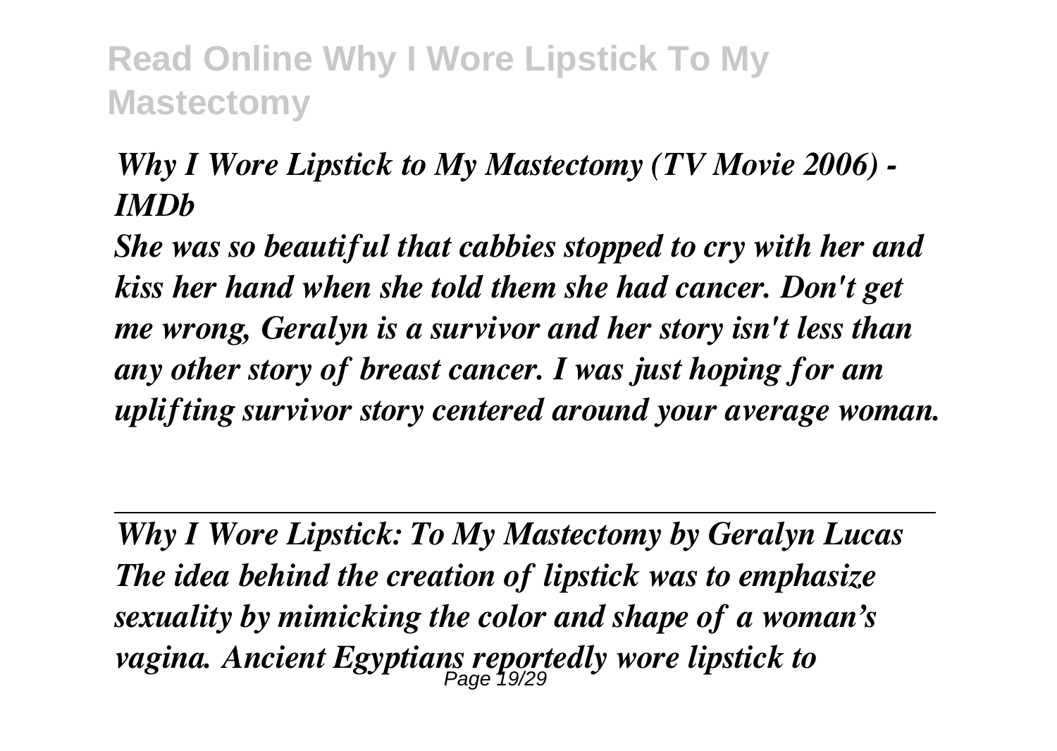*Why I Wore Lipstick to My Mastectomy (TV Movie 2006) - IMDb*

*She was so beautiful that cabbies stopped to cry with her and kiss her hand when she told them she had cancer. Don't get me wrong, Geralyn is a survivor and her story isn't less than any other story of breast cancer. I was just hoping for am uplifting survivor story centered around your average woman.*

---

*Why I Wore Lipstick: To My Mastectomy by Geralyn Lucas*

*The idea behind the creation of lipstick was to emphasize sexuality by mimicking the color and shape of a woman's vagina. Ancient Egyptians reportedly wore lipstick to*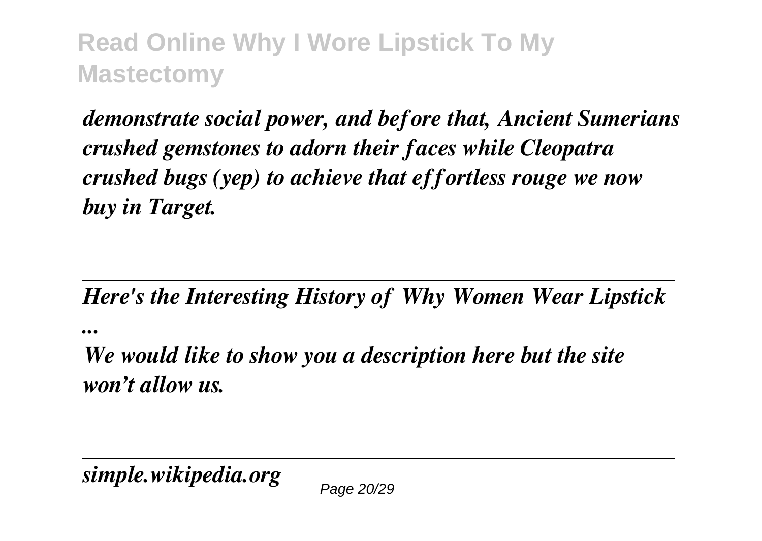*demonstrate social power, and before that, Ancient Sumerians crushed gemstones to adorn their faces while Cleopatra crushed bugs (yep) to achieve that effortless rouge we now buy in Target.*

---

*Here's the Interesting History of Why Women Wear Lipstick ...*

*We would like to show you a description here but the site won't allow us.*

---

*simple.wikipedia.org*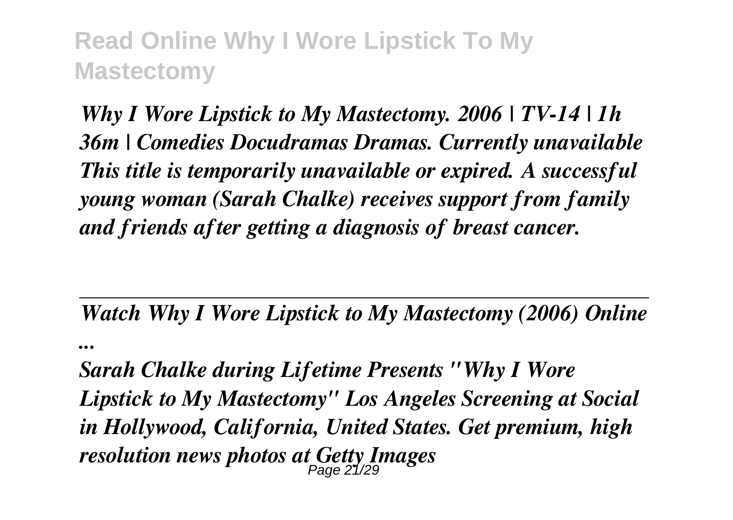*Why I Wore Lipstick to My Mastectomy. 2006 | TV-14 | 1h 36m | Comedies Docudramas Dramas. Currently unavailable This title is temporarily unavailable or expired. A successful young woman (Sarah Chalke) receives support from family and friends after getting a diagnosis of breast cancer.*

---

*Watch Why I Wore Lipstick to My Mastectomy (2006) Online ...*

*Sarah Chalke during Lifetime Presents "Why I Wore Lipstick to My Mastectomy" Los Angeles Screening at Social in Hollywood, California, United States. Get premium, high resolution news photos at Getty Images*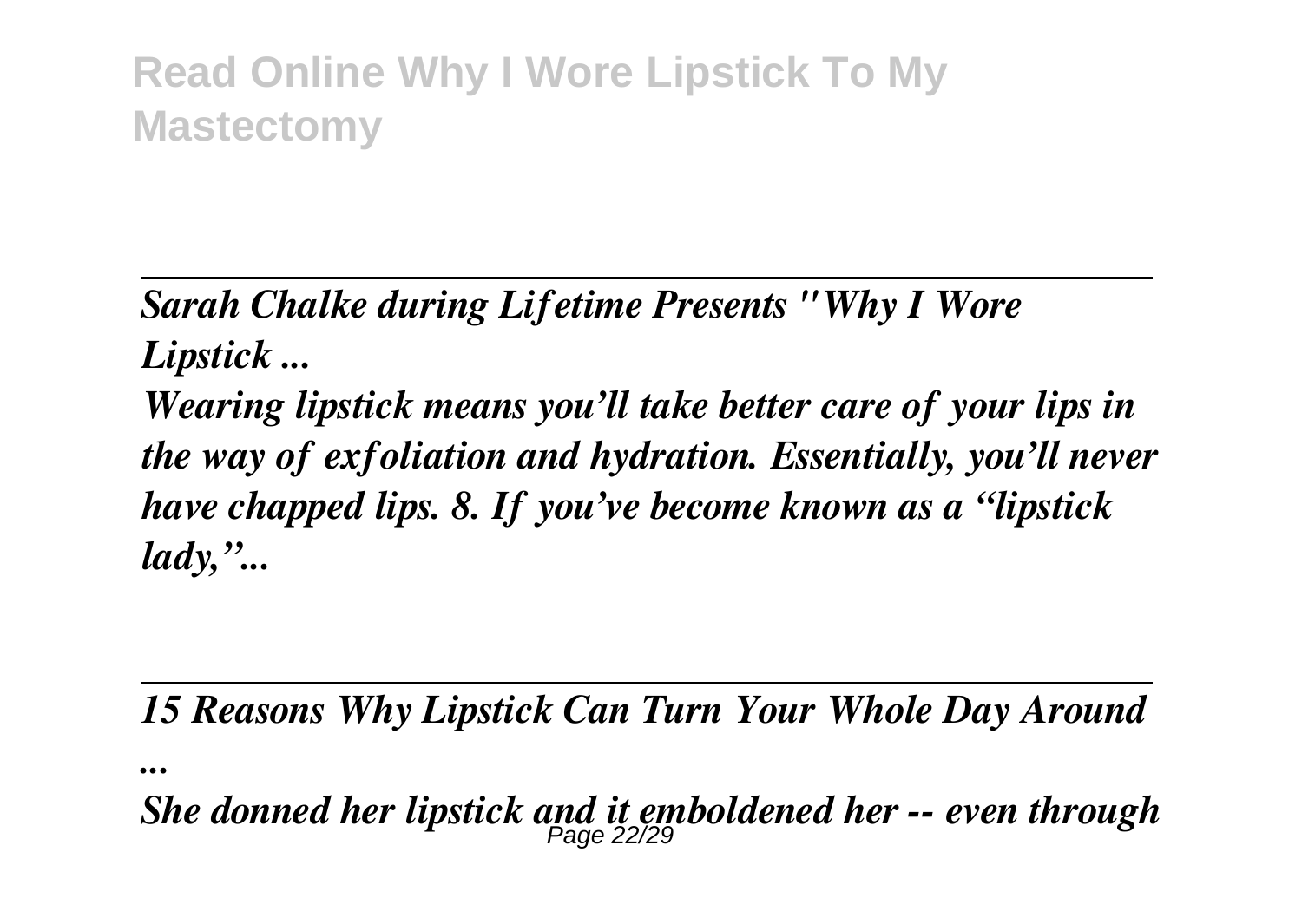*Sarah Chalke during Lifetime Presents "Why I Wore Lipstick ...*

*Wearing lipstick means you'll take better care of your lips in the way of exfoliation and hydration. Essentially, you'll never have chapped lips. 8. If you've become known as a "lipstick lady,"...*

*15 Reasons Why Lipstick Can Turn Your Whole Day Around ...*

*She donned her lipstick and it emboldened her -- even through*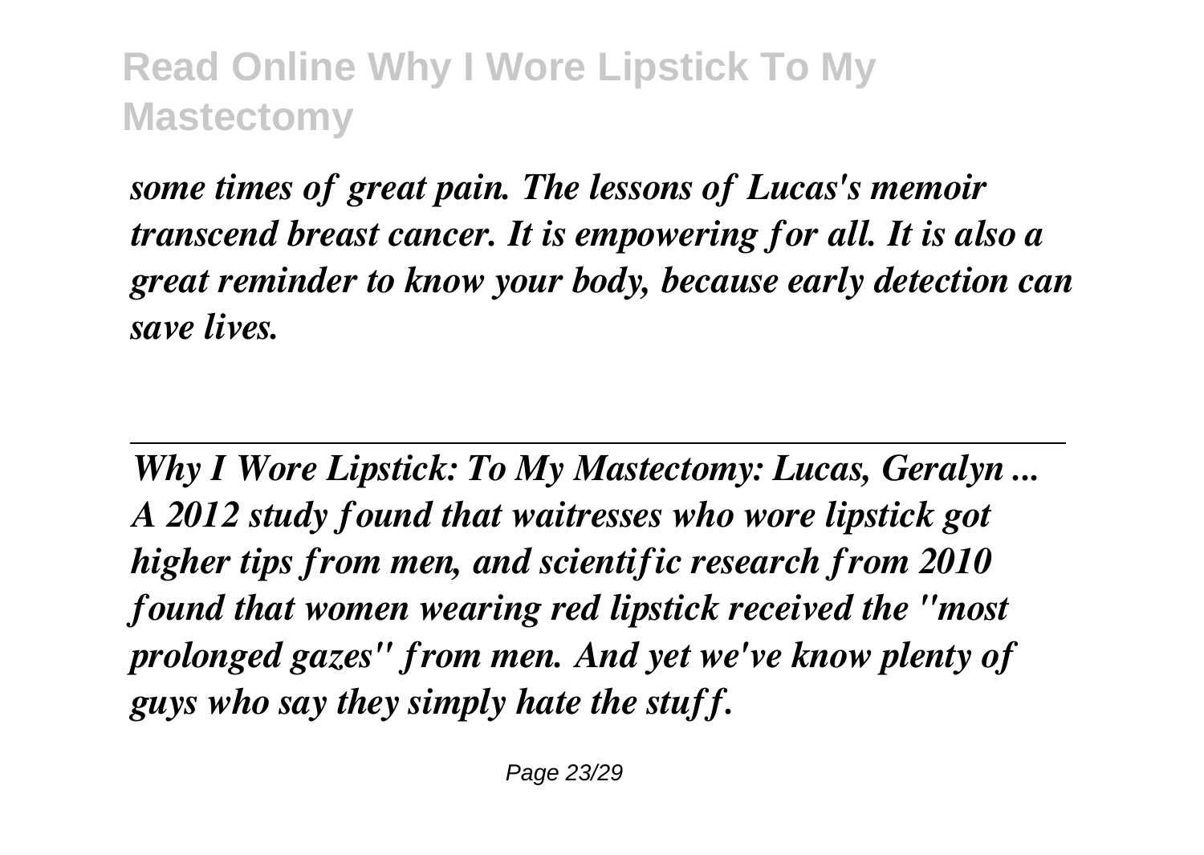*some times of great pain. The lessons of Lucas's memoir transcend breast cancer. It is empowering for all. It is also a great reminder to know your body, because early detection can save lives.*

---

*Why I Wore Lipstick: To My Mastectomy: Lucas, Geralyn ...*
*A 2012 study found that waitresses who wore lipstick got higher tips from men, and scientific research from 2010 found that women wearing red lipstick received the "most prolonged gazes" from men. And yet we've know plenty of guys who say they simply hate the stuff.*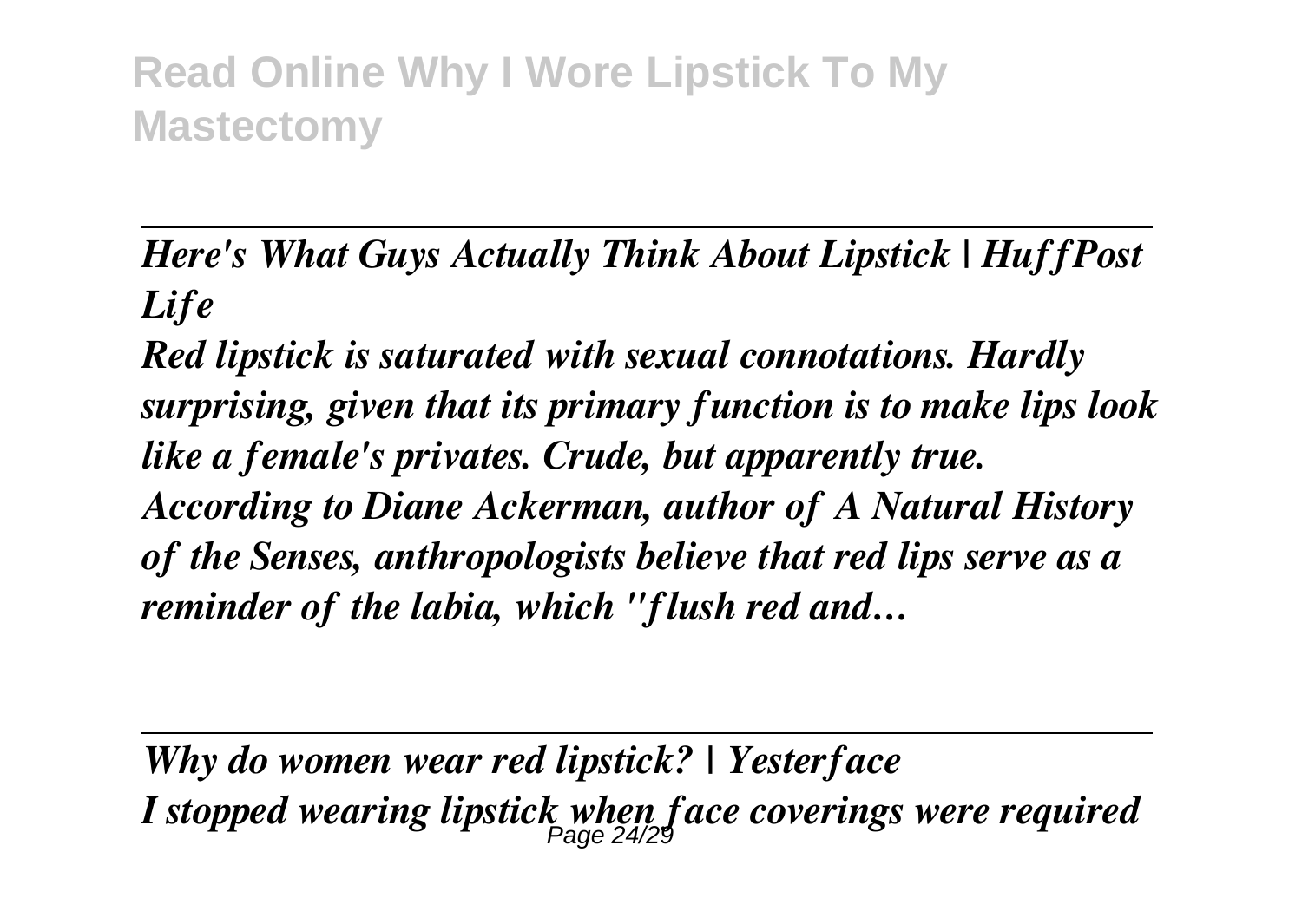*Here's What Guys Actually Think About Lipstick | HuffPost Life*

*Red lipstick is saturated with sexual connotations. Hardly surprising, given that its primary function is to make lips look like a female's privates. Crude, but apparently true. According to Diane Ackerman, author of A Natural History of the Senses, anthropologists believe that red lips serve as a reminder of the labia, which "flush red and…*

---

*Why do women wear red lipstick? | Yesterface*

*I stopped wearing lipstick when face coverings were required*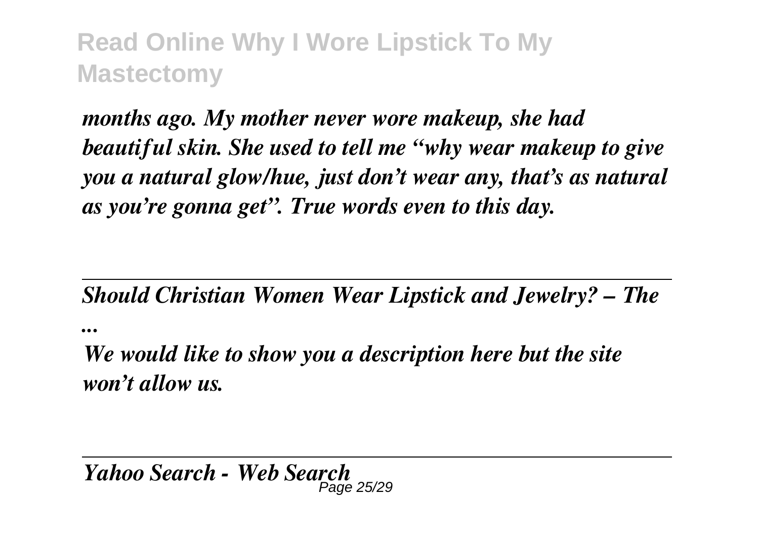*months ago. My mother never wore makeup, she had beautiful skin. She used to tell me "why wear makeup to give you a natural glow/hue, just don't wear any, that's as natural as you're gonna get". True words even to this day.*

---

*Should Christian Women Wear Lipstick and Jewelry? – The ...*

*We would like to show you a description here but the site won't allow us.*

---

*Yahoo Search - Web Search*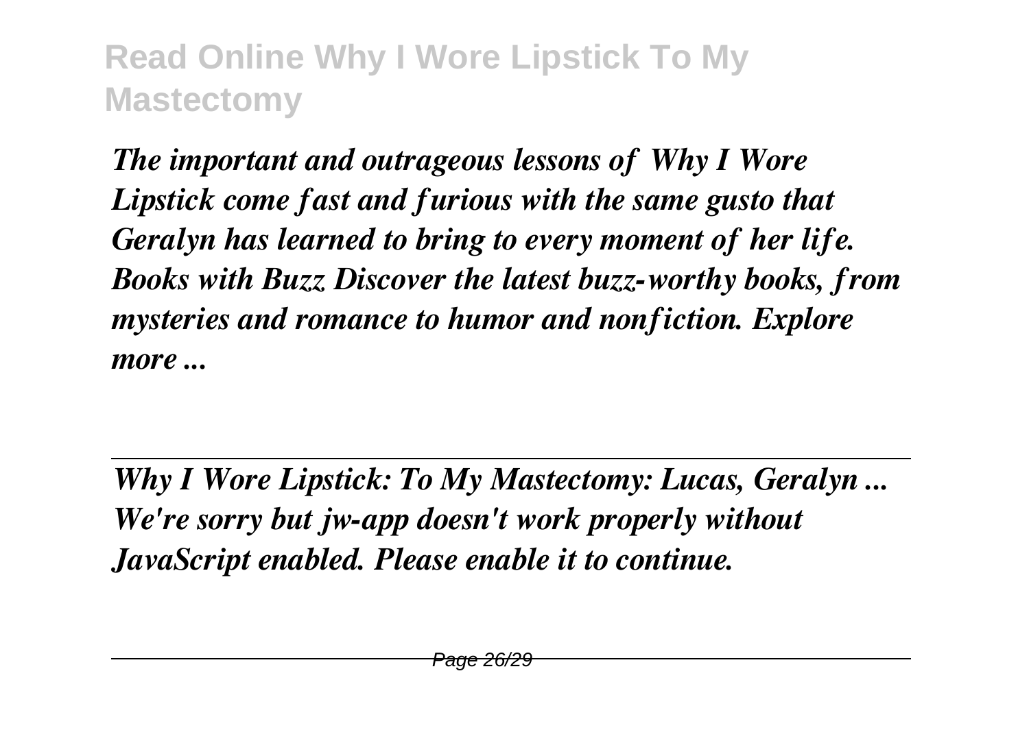*The important and outrageous lessons of Why I Wore Lipstick come fast and furious with the same gusto that Geralyn has learned to bring to every moment of her life. Books with Buzz Discover the latest buzz-worthy books, from mysteries and romance to humor and nonfiction. Explore more ...*

---

*Why I Wore Lipstick: To My Mastectomy: Lucas, Geralyn ...*
*We're sorry but jw-app doesn't work properly without JavaScript enabled. Please enable it to continue.*

---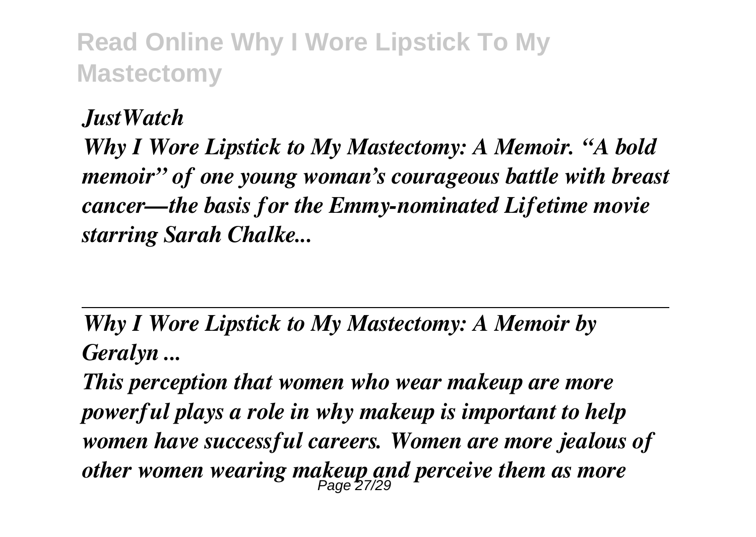*JustWatch*

*Why I Wore Lipstick to My Mastectomy: A Memoir. "A bold memoir" of one young woman's courageous battle with breast cancer—the basis for the Emmy-nominated Lifetime movie starring Sarah Chalke...*

---

*Why I Wore Lipstick to My Mastectomy: A Memoir by Geralyn ...*

*This perception that women who wear makeup are more powerful plays a role in why makeup is important to help women have successful careers. Women are more jealous of other women wearing makeup and perceive them as more*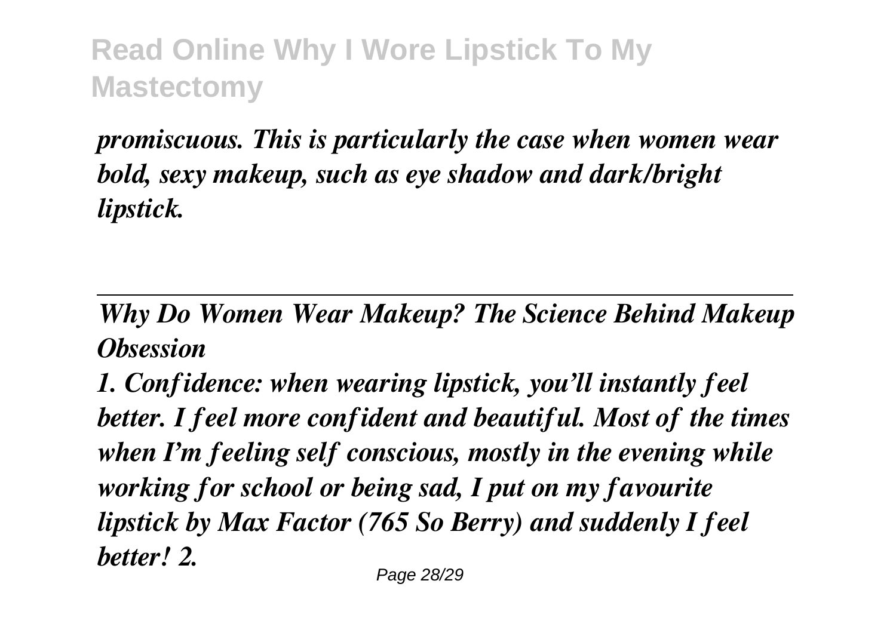*promiscuous. This is particularly the case when women wear bold, sexy makeup, such as eye shadow and dark/bright lipstick.*

---

*Why Do Women Wear Makeup? The Science Behind Makeup Obsession*

*1. Confidence: when wearing lipstick, you'll instantly feel better. I feel more confident and beautiful. Most of the times when I'm feeling self conscious, mostly in the evening while working for school or being sad, I put on my favourite lipstick by Max Factor (765 So Berry) and suddenly I feel better! 2.*